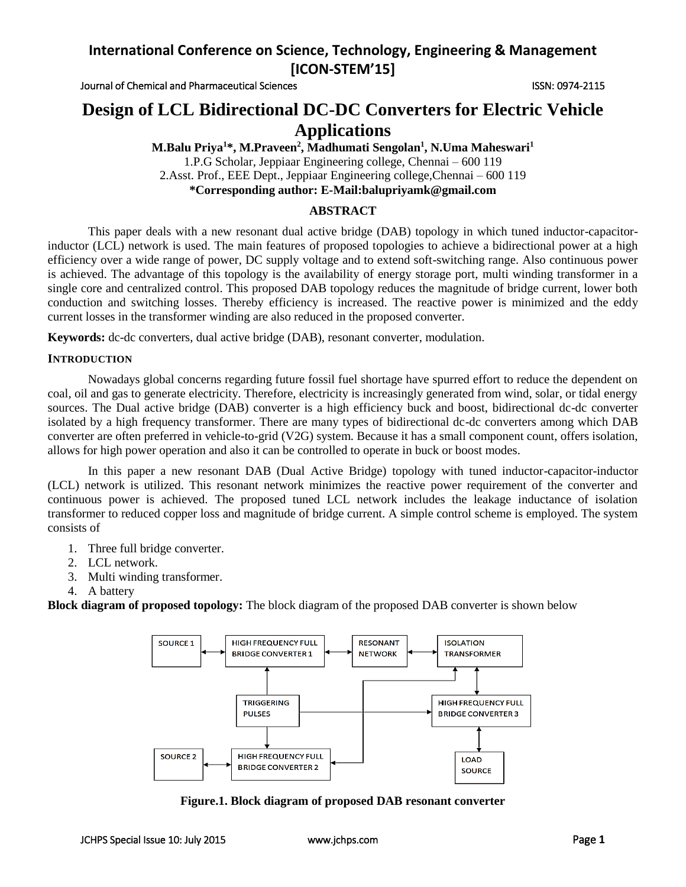# Design of LCL Bidirectional DC-DC Converters for Electric Vehicle Applications

**M.Balu Priya[1]*, M.Praveen[2], Madhumati Sengolan[1], N.Uma Maheswari[1]**

1.P.G Scholar, Jeppiaar Engineering college, Chennai – 600 119

2.Asst. Prof., EEE Dept., Jeppiaar Engineering college,Chennai – 600 119

***Corresponding author: E-Mail:balupriyamk@gmail.com**

## ABSTRACT

This paper deals with a new resonant dual active bridge (DAB) topology in which tuned inductor-capacitor-inductor (LCL) network is used. The main features of proposed topologies to achieve a bidirectional power at a high efficiency over a wide range of power, DC supply voltage and to extend soft-switching range. Also continuous power is achieved. The advantage of this topology is the availability of energy storage port, multi winding transformer in a single core and centralized control. This proposed DAB topology reduces the magnitude of bridge current, lower both conduction and switching losses. Thereby efficiency is increased. The reactive power is minimized and the eddy current losses in the transformer winding are also reduced in the proposed converter.

**Keywords:** dc-dc converters, dual active bridge (DAB), resonant converter, modulation.

## INTRODUCTION

Nowadays global concerns regarding future fossil fuel shortage have spurred effort to reduce the dependent on coal, oil and gas to generate electricity. Therefore, electricity is increasingly generated from wind, solar, or tidal energy sources. The Dual active bridge (DAB) converter is a high efficiency buck and boost, bidirectional dc-dc converter isolated by a high frequency transformer. There are many types of bidirectional dc-dc converters among which DAB converter are often preferred in vehicle-to-grid (V2G) system. Because it has a small component count, offers isolation, allows for high power operation and also it can be controlled to operate in buck or boost modes.

In this paper a new resonant DAB (Dual Active Bridge) topology with tuned inductor-capacitor-inductor (LCL) network is utilized. This resonant network minimizes the reactive power requirement of the converter and continuous power is achieved. The proposed tuned LCL network includes the leakage inductance of isolation transformer to reduced copper loss and magnitude of bridge current. A simple control scheme is employed. The system consists of

1. Three full bridge converter.
2. LCL network.
3. Multi winding transformer.
4. A battery

**Block diagram of proposed topology:** The block diagram of the proposed DAB converter is shown below

SOURCE 1 | HIGH FREQUENCY FULL BRIDGE CONVERTER 1 | RESONANT NETWORK | ISOLATION TRANSFORMER | TRIGGERING PULSES | HIGH FREQUENCY FULL BRIDGE CONVERTER 3 | SOURCE 2 | HIGH FREQUENCY FULL BRIDGE CONVERTER 2 | LOAD SOURCE

**Figure.1. Block diagram of proposed DAB resonant converter**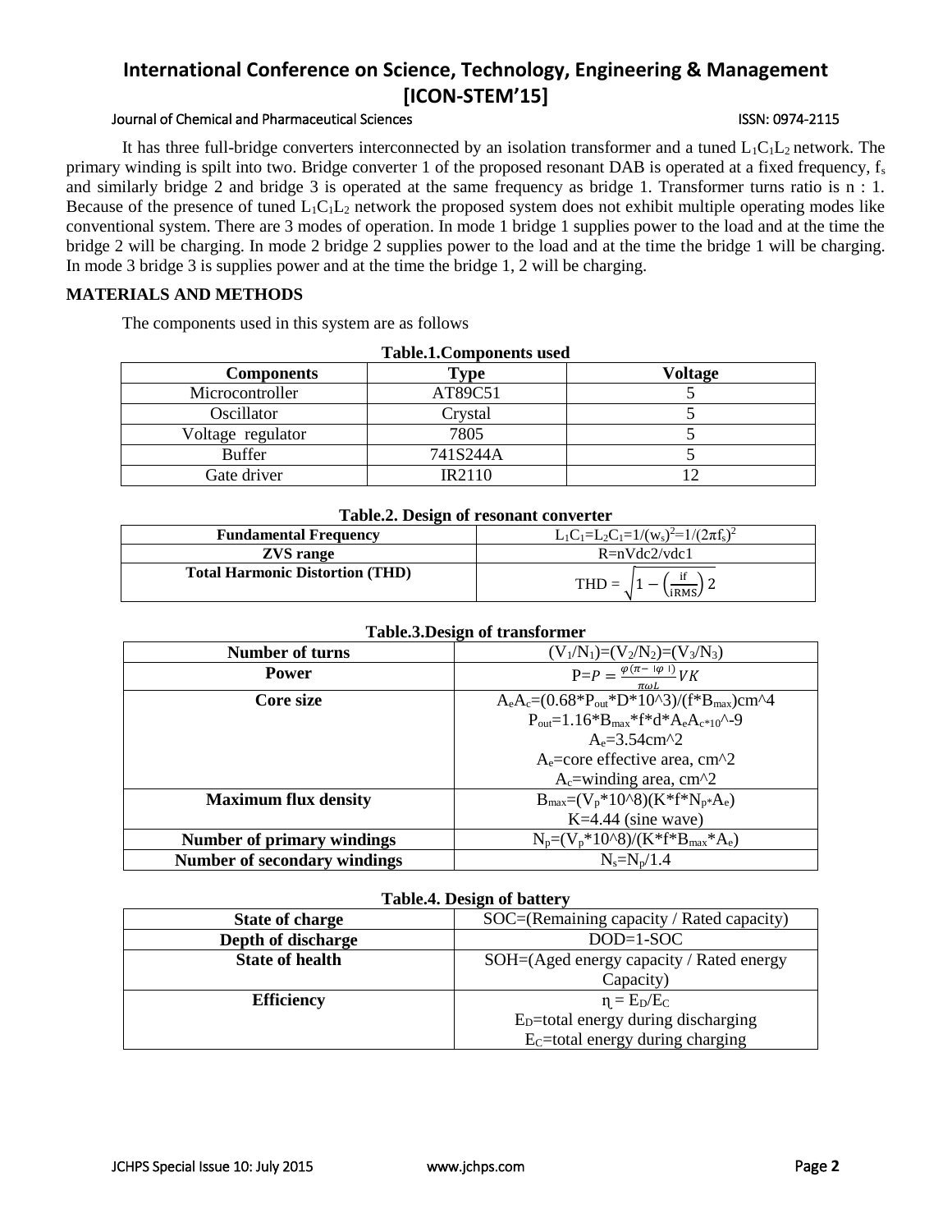It has three full-bridge converters interconnected by an isolation transformer and a tuned $L_1C_1L_2$ network. The primary winding is spilt into two. Bridge converter 1 of the proposed resonant DAB is operated at a fixed frequency, $f_s$ and similarly bridge 2 and bridge 3 is operated at the same frequency as bridge 1. Transformer turns ratio is n : 1. Because of the presence of tuned $L_1C_1L_2$ network the proposed system does not exhibit multiple operating modes like conventional system. There are 3 modes of operation. In mode 1 bridge 1 supplies power to the load and at the time the bridge 2 will be charging. In mode 2 bridge 2 supplies power to the load and at the time the bridge 1 will be charging. In mode 3 bridge 3 is supplies power and at the time the bridge 1, 2 will be charging.

## MATERIALS AND METHODS

The components used in this system are as follows

**Table.1.Components used**

| Components | Type | Voltage |
|---|---|---|
| Microcontroller | AT89C51 | 5 |
| Oscillator | Crystal | 5 |
| Voltage regulator | 7805 | 5 |
| Buffer | 741S244A | 5 |
| Gate driver | IR2110 | 12 |

**Table.2. Design of resonant converter**

| | |
|---|---|
| **Fundamental Frequency** | $L_1C_1=L_2C_1=1/(w_s)^2=1/(2\pi f_s)^2$ |
| **ZVS range** | R=nVdc2/vdc1 |
| **Total Harmonic Distortion (THD)** | $\text{THD} = \sqrt{1-\left(\frac{\text{if}}{\text{iRMS}}\right)2}$ |

**Table.3.Design of transformer**

| | |
|---|---|
| **Number of turns** | $(V_1/N_1)=(V_2/N_2)=(V_3/N_3)$ |
| **Power** | $P=P=\frac{\varphi(\pi-\|\varphi\|)}{\pi\omega L}VK$ |
| **Core size** | $A_eA_c=(0.68*P_{out}*D*10^3)/(f*B_{max})$cm^4<br>$P_{out}=1.16*B_{max}*f*d*A_eA_{c*10}$^-9<br>$A_e$=3.54cm^2<br>$A_e$=core effective area, cm^2<br>$A_c$=winding area, cm^2 |
| **Maximum flux density** | $B_{max}=(V_p*10^8)(K*f*N_{p*}A_e)$<br>K=4.44 (sine wave) |
| **Number of primary windings** | $N_p=(V_p*10^8)/(K*f*B_{max}*A_e)$ |
| **Number of secondary windings** | $N_s=N_p/1.4$ |

**Table.4. Design of battery**

| | |
|---|---|
| **State of charge** | SOC=(Remaining capacity / Rated capacity) |
| **Depth of discharge** | DOD=1-SOC |
| **State of health** | SOH=(Aged energy capacity / Rated energy Capacity) |
| **Efficiency** | $\eta = E_D/E_C$<br>$E_D$=total energy during discharging<br>$E_C$=total energy during charging |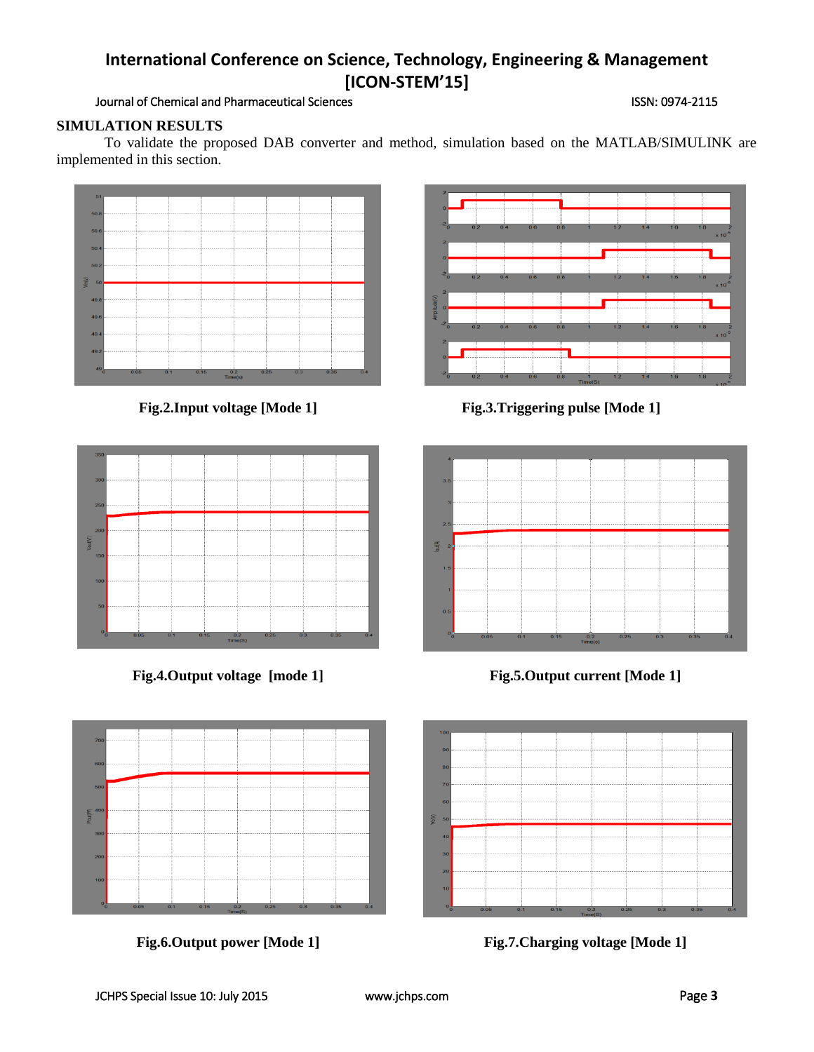## SIMULATION RESULTS

To validate the proposed DAB converter and method, simulation based on the MATLAB/SIMULINK are implemented in this section.

**Fig.2.Input voltage [Mode 1]**

**Fig.3.Triggering pulse [Mode 1]**

**Fig.4.Output voltage [mode 1]**

**Fig.5.Output current [Mode 1]**

**Fig.6.Output power [Mode 1]**

**Fig.7.Charging voltage [Mode 1]**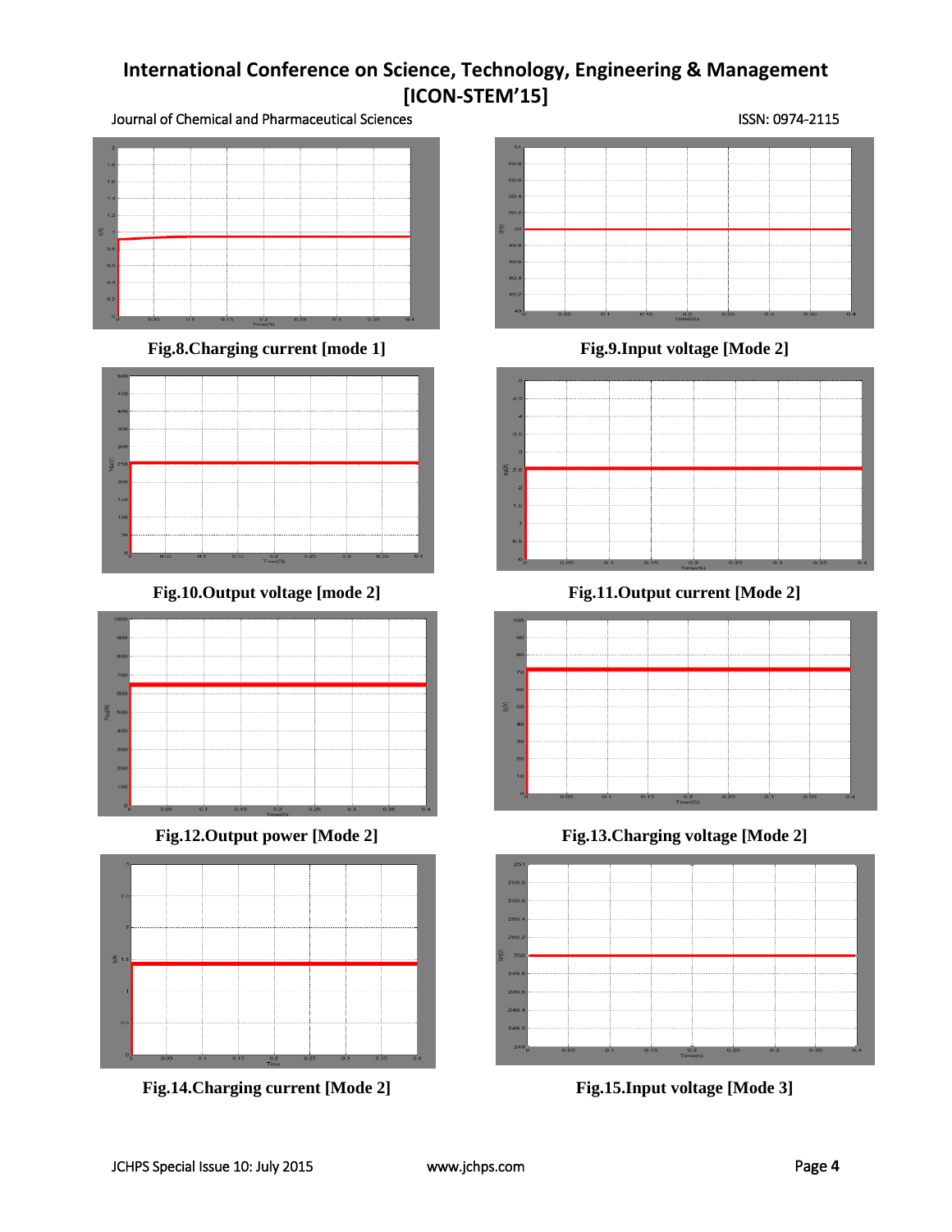Fig.8.Charging current [mode 1]

Fig.9.Input voltage [Mode 2]

Fig.10.Output voltage [mode 2]

Fig.11.Output current [Mode 2]

Fig.12.Output power [Mode 2]

Fig.13.Charging voltage [Mode 2]

Fig.14.Charging current [Mode 2]

Fig.15.Input voltage [Mode 3]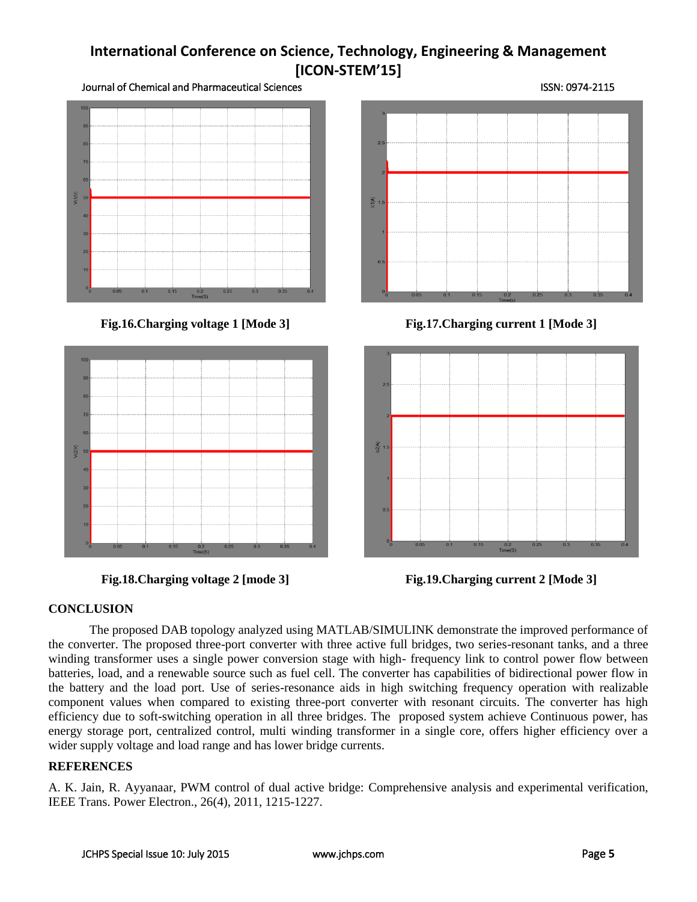Fig.16.Charging voltage 1 [Mode 3]

Fig.17.Charging current 1 [Mode 3]

Fig.18.Charging voltage 2 [mode 3]

Fig.19.Charging current 2 [Mode 3]

## CONCLUSION

The proposed DAB topology analyzed using MATLAB/SIMULINK demonstrate the improved performance of the converter. The proposed three-port converter with three active full bridges, two series-resonant tanks, and a three winding transformer uses a single power conversion stage with high- frequency link to control power flow between batteries, load, and a renewable source such as fuel cell. The converter has capabilities of bidirectional power flow in the battery and the load port. Use of series-resonance aids in high switching frequency operation with realizable component values when compared to existing three-port converter with resonant circuits. The converter has high efficiency due to soft-switching operation in all three bridges. The proposed system achieve Continuous power, has energy storage port, centralized control, multi winding transformer in a single core, offers higher efficiency over a wider supply voltage and load range and has lower bridge currents.

## REFERENCES

A. K. Jain, R. Ayyanaar, PWM control of dual active bridge: Comprehensive analysis and experimental verification, IEEE Trans. Power Electron., 26(4), 2011, 1215-1227.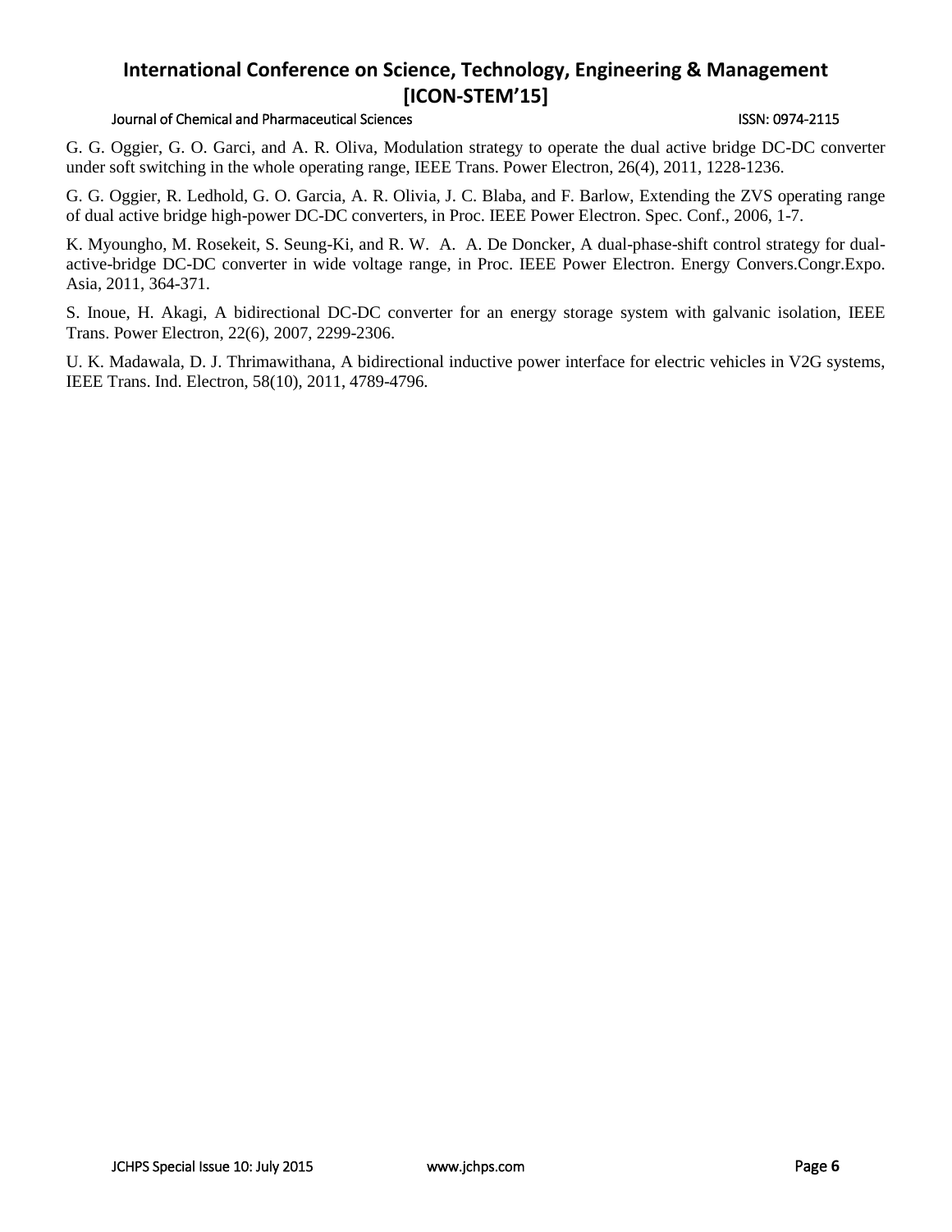G. G. Oggier, G. O. Garci, and A. R. Oliva, Modulation strategy to operate the dual active bridge DC-DC converter under soft switching in the whole operating range, IEEE Trans. Power Electron, 26(4), 2011, 1228-1236.

G. G. Oggier, R. Ledhold, G. O. Garcia, A. R. Olivia, J. C. Blaba, and F. Barlow, Extending the ZVS operating range of dual active bridge high-power DC-DC converters, in Proc. IEEE Power Electron. Spec. Conf., 2006, 1-7.

K. Myoungho, M. Rosekeit, S. Seung-Ki, and R. W. A. A. De Doncker, A dual-phase-shift control strategy for dual-active-bridge DC-DC converter in wide voltage range, in Proc. IEEE Power Electron. Energy Convers.Congr.Expo. Asia, 2011, 364-371.

S. Inoue, H. Akagi, A bidirectional DC-DC converter for an energy storage system with galvanic isolation, IEEE Trans. Power Electron, 22(6), 2007, 2299-2306.

U. K. Madawala, D. J. Thrimawithana, A bidirectional inductive power interface for electric vehicles in V2G systems, IEEE Trans. Ind. Electron, 58(10), 2011, 4789-4796.